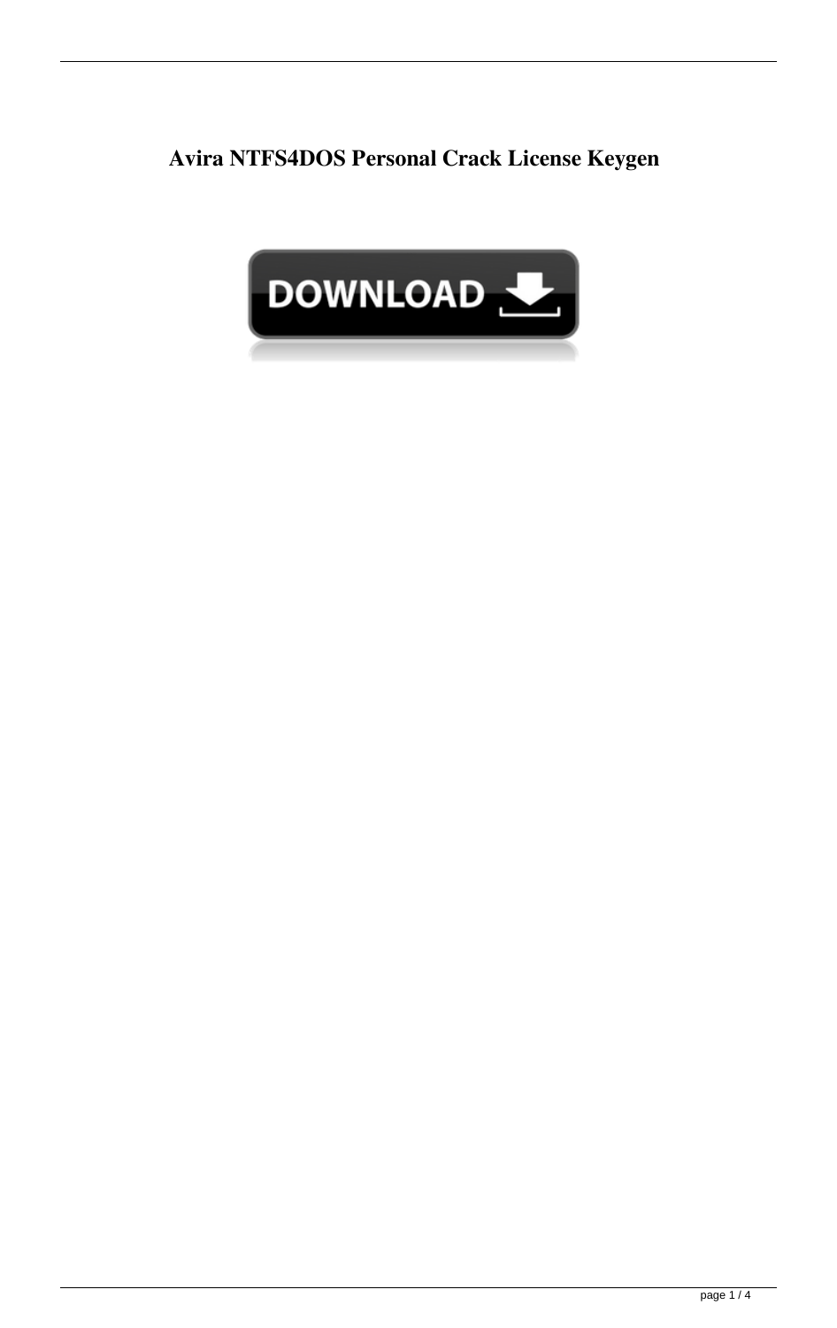# Avira NTFS4DOS Personal Crack License Keygen

DOWNLOAD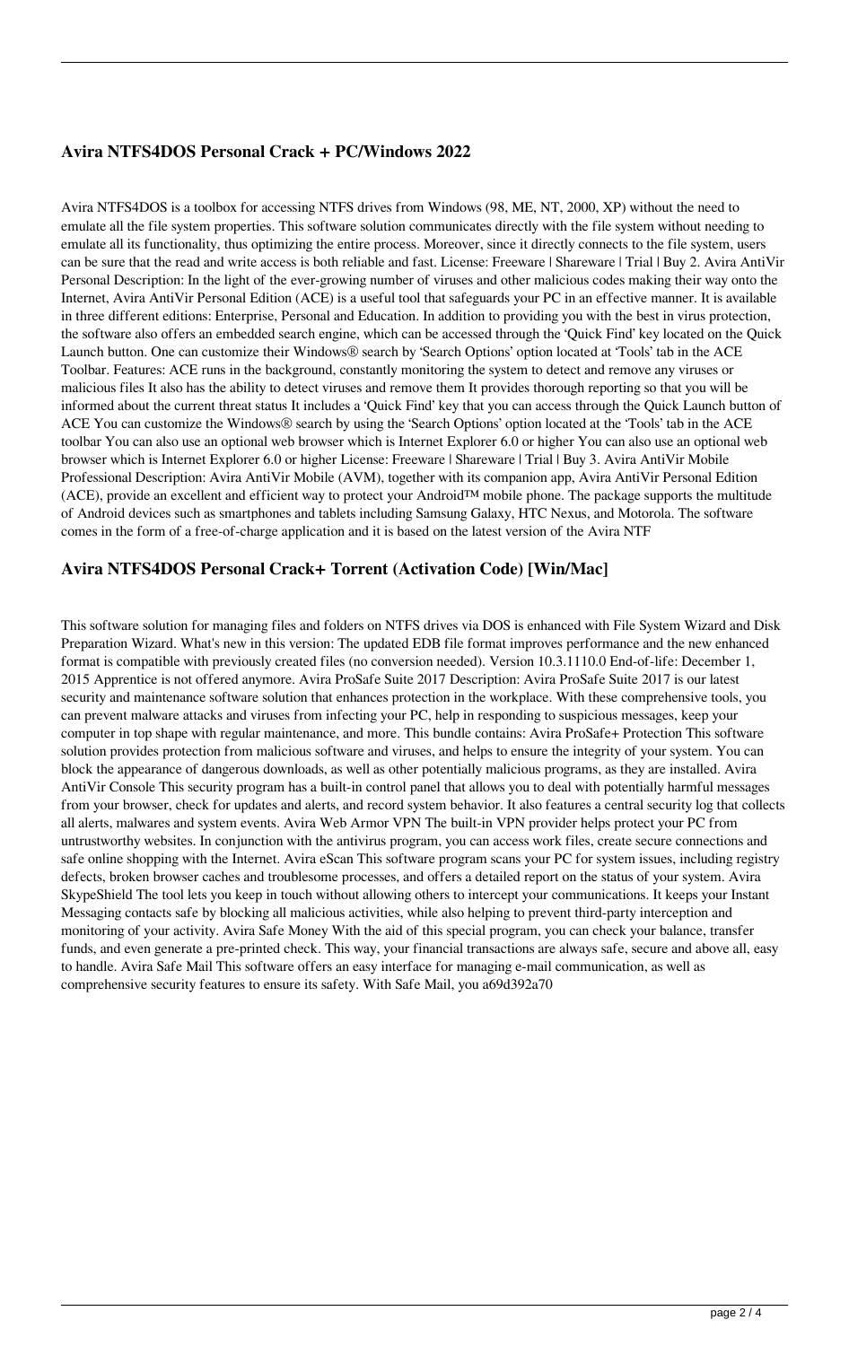## Avira NTFS4DOS Personal Crack + PC/Windows 2022

Avira NTFS4DOS is a toolbox for accessing NTFS drives from Windows (98, ME, NT, 2000, XP) without the need to emulate all the file system properties. This software solution communicates directly with the file system without needing to emulate all its functionality, thus optimizing the entire process. Moreover, since it directly connects to the file system, users can be sure that the read and write access is both reliable and fast. License: Freeware | Shareware | Trial | Buy 2. Avira AntiVir Personal Description: In the light of the ever-growing number of viruses and other malicious codes making their way onto the Internet, Avira AntiVir Personal Edition (ACE) is a useful tool that safeguards your PC in an effective manner. It is available in three different editions: Enterprise, Personal and Education. In addition to providing you with the best in virus protection, the software also offers an embedded search engine, which can be accessed through the 'Quick Find' key located on the Quick Launch button. One can customize their Windows® search by 'Search Options' option located at 'Tools' tab in the ACE Toolbar. Features: ACE runs in the background, constantly monitoring the system to detect and remove any viruses or malicious files It also has the ability to detect viruses and remove them It provides thorough reporting so that you will be informed about the current threat status It includes a 'Quick Find' key that you can access through the Quick Launch button of ACE You can customize the Windows® search by using the 'Search Options' option located at the 'Tools' tab in the ACE toolbar You can also use an optional web browser which is Internet Explorer 6.0 or higher You can also use an optional web browser which is Internet Explorer 6.0 or higher License: Freeware | Shareware | Trial | Buy 3. Avira AntiVir Mobile Professional Description: Avira AntiVir Mobile (AVM), together with its companion app, Avira AntiVir Personal Edition (ACE), provide an excellent and efficient way to protect your Android™ mobile phone. The package supports the multitude of Android devices such as smartphones and tablets including Samsung Galaxy, HTC Nexus, and Motorola. The software comes in the form of a free-of-charge application and it is based on the latest version of the Avira NTF

## Avira NTFS4DOS Personal Crack+ Torrent (Activation Code) [Win/Mac]

This software solution for managing files and folders on NTFS drives via DOS is enhanced with File System Wizard and Disk Preparation Wizard. What's new in this version: The updated EDB file format improves performance and the new enhanced format is compatible with previously created files (no conversion needed). Version 10.3.1110.0 End-of-life: December 1, 2015 Apprentice is not offered anymore. Avira ProSafe Suite 2017 Description: Avira ProSafe Suite 2017 is our latest security and maintenance software solution that enhances protection in the workplace. With these comprehensive tools, you can prevent malware attacks and viruses from infecting your PC, help in responding to suspicious messages, keep your computer in top shape with regular maintenance, and more. This bundle contains: Avira ProSafe+ Protection This software solution provides protection from malicious software and viruses, and helps to ensure the integrity of your system. You can block the appearance of dangerous downloads, as well as other potentially malicious programs, as they are installed. Avira AntiVir Console This security program has a built-in control panel that allows you to deal with potentially harmful messages from your browser, check for updates and alerts, and record system behavior. It also features a central security log that collects all alerts, malwares and system events. Avira Web Armor VPN The built-in VPN provider helps protect your PC from untrustworthy websites. In conjunction with the antivirus program, you can access work files, create secure connections and safe online shopping with the Internet. Avira eScan This software program scans your PC for system issues, including registry defects, broken browser caches and troublesome processes, and offers a detailed report on the status of your system. Avira SkypeShield The tool lets you keep in touch without allowing others to intercept your communications. It keeps your Instant Messaging contacts safe by blocking all malicious activities, while also helping to prevent third-party interception and monitoring of your activity. Avira Safe Money With the aid of this special program, you can check your balance, transfer funds, and even generate a pre-printed check. This way, your financial transactions are always safe, secure and above all, easy to handle. Avira Safe Mail This software offers an easy interface for managing e-mail communication, as well as comprehensive security features to ensure its safety. With Safe Mail, you a69d392a70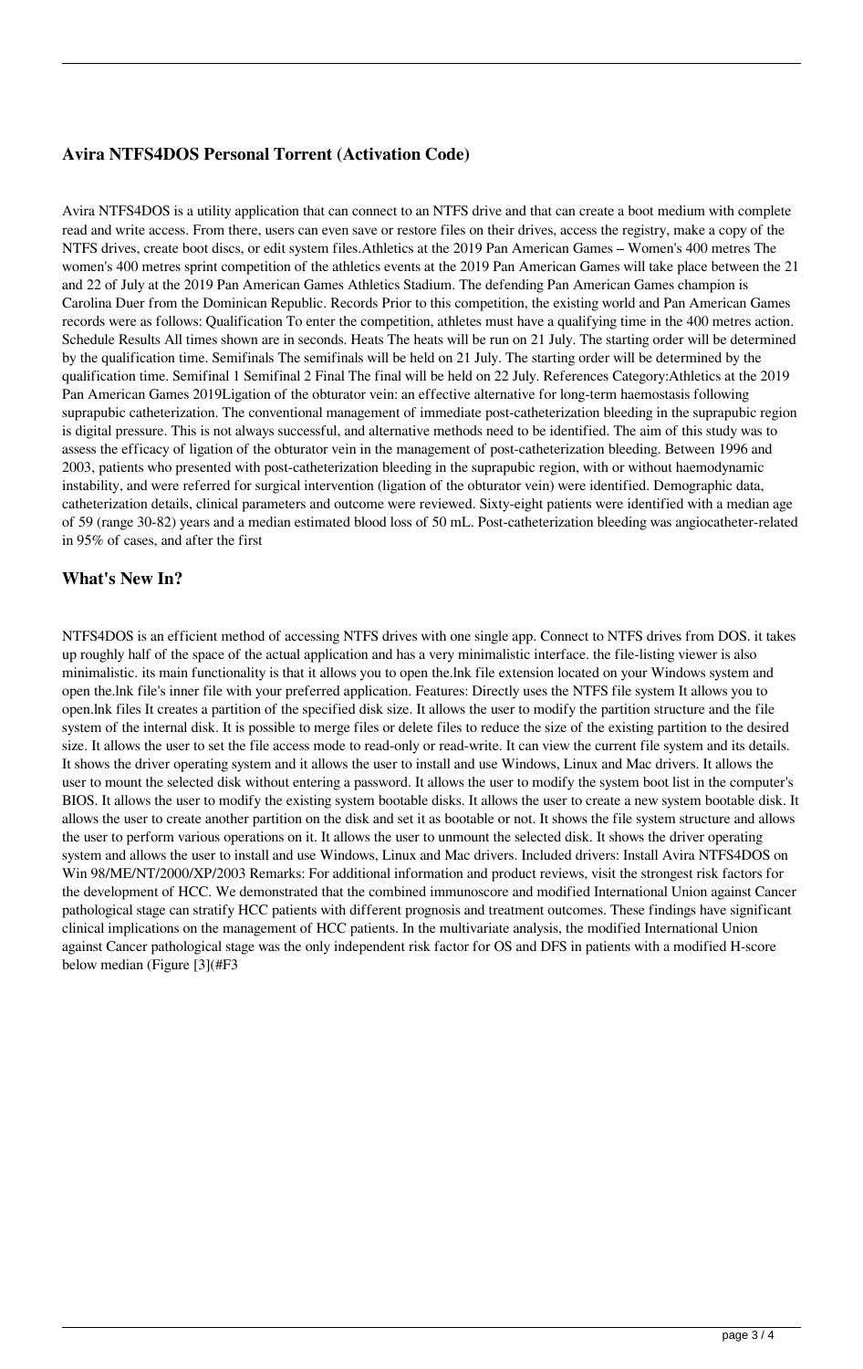### Avira NTFS4DOS Personal Torrent (Activation Code)

Avira NTFS4DOS is a utility application that can connect to an NTFS drive and that can create a boot medium with complete read and write access. From there, users can even save or restore files on their drives, access the registry, make a copy of the NTFS drives, create boot discs, or edit system files.Athletics at the 2019 Pan American Games – Women's 400 metres The women's 400 metres sprint competition of the athletics events at the 2019 Pan American Games will take place between the 21 and 22 of July at the 2019 Pan American Games Athletics Stadium. The defending Pan American Games champion is Carolina Duer from the Dominican Republic. Records Prior to this competition, the existing world and Pan American Games records were as follows: Qualification To enter the competition, athletes must have a qualifying time in the 400 metres action. Schedule Results All times shown are in seconds. Heats The heats will be run on 21 July. The starting order will be determined by the qualification time. Semifinals The semifinals will be held on 21 July. The starting order will be determined by the qualification time. Semifinal 1 Semifinal 2 Final The final will be held on 22 July. References Category:Athletics at the 2019 Pan American Games 2019Ligation of the obturator vein: an effective alternative for long-term haemostasis following suprapubic catheterization. The conventional management of immediate post-catheterization bleeding in the suprapubic region is digital pressure. This is not always successful, and alternative methods need to be identified. The aim of this study was to assess the efficacy of ligation of the obturator vein in the management of post-catheterization bleeding. Between 1996 and 2003, patients who presented with post-catheterization bleeding in the suprapubic region, with or without haemodynamic instability, and were referred for surgical intervention (ligation of the obturator vein) were identified. Demographic data, catheterization details, clinical parameters and outcome were reviewed. Sixty-eight patients were identified with a median age of 59 (range 30-82) years and a median estimated blood loss of 50 mL. Post-catheterization bleeding was angiocatheter-related in 95% of cases, and after the first

### What's New In?

NTFS4DOS is an efficient method of accessing NTFS drives with one single app. Connect to NTFS drives from DOS. it takes up roughly half of the space of the actual application and has a very minimalistic interface. the file-listing viewer is also minimalistic. its main functionality is that it allows you to open the.lnk file extension located on your Windows system and open the.lnk file's inner file with your preferred application. Features: Directly uses the NTFS file system It allows you to open.lnk files It creates a partition of the specified disk size. It allows the user to modify the partition structure and the file system of the internal disk. It is possible to merge files or delete files to reduce the size of the existing partition to the desired size. It allows the user to set the file access mode to read-only or read-write. It can view the current file system and its details. It shows the driver operating system and it allows the user to install and use Windows, Linux and Mac drivers. It allows the user to mount the selected disk without entering a password. It allows the user to modify the system boot list in the computer's BIOS. It allows the user to modify the existing system bootable disks. It allows the user to create a new system bootable disk. It allows the user to create another partition on the disk and set it as bootable or not. It shows the file system structure and allows the user to perform various operations on it. It allows the user to unmount the selected disk. It shows the driver operating system and allows the user to install and use Windows, Linux and Mac drivers. Included drivers: Install Avira NTFS4DOS on Win 98/ME/NT/2000/XP/2003 Remarks: For additional information and product reviews, visit the strongest risk factors for the development of HCC. We demonstrated that the combined immunoscore and modified International Union against Cancer pathological stage can stratify HCC patients with different prognosis and treatment outcomes. These findings have significant clinical implications on the management of HCC patients. In the multivariate analysis, the modified International Union against Cancer pathological stage was the only independent risk factor for OS and DFS in patients with a modified H-score below median (Figure [3](#F3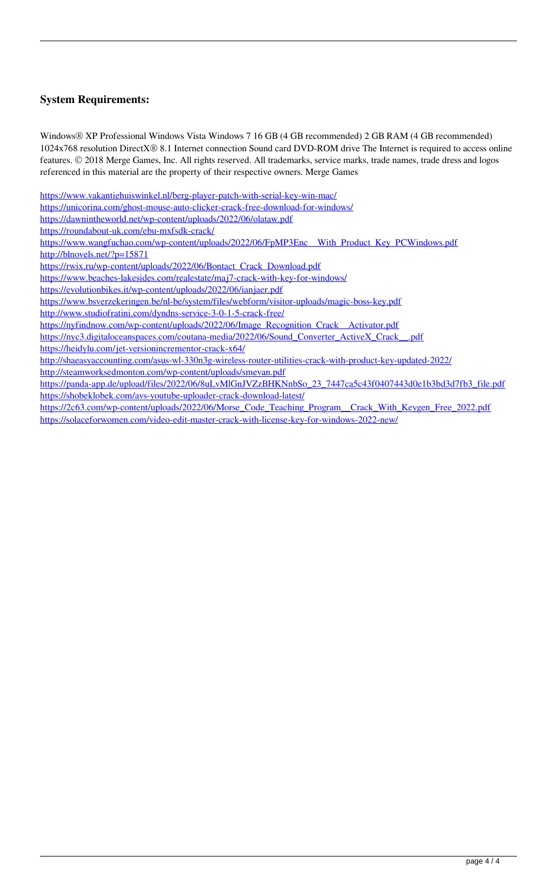### System Requirements:

Windows® XP Professional Windows Vista Windows 7 16 GB (4 GB recommended) 2 GB RAM (4 GB recommended) 1024x768 resolution DirectX® 8.1 Internet connection Sound card DVD-ROM drive The Internet is required to access online features. © 2018 Merge Games, Inc. All rights reserved. All trademarks, service marks, trade names, trade dress and logos referenced in this material are the property of their respective owners. Merge Games

https://www.vakantiehuiswinkel.nl/berg-player-patch-with-serial-key-win-mac/
https://unicorina.com/ghost-mouse-auto-clicker-crack-free-download-for-windows/
https://dawnintheworld.net/wp-content/uploads/2022/06/olataw.pdf
https://roundabout-uk.com/ebu-mxfsdk-crack/
https://www.wangfuchao.com/wp-content/uploads/2022/06/FpMP3Enc__With_Product_Key_PCWindows.pdf
http://blnovels.net/?p=15871
https://rwix.ru/wp-content/uploads/2022/06/Bontact_Crack_Download.pdf
https://www.beaches-lakesides.com/realestate/maj7-crack-with-key-for-windows/
https://evolutionbikes.it/wp-content/uploads/2022/06/ianjaer.pdf
https://www.bsverzekeringen.be/nl-be/system/files/webform/visitor-uploads/magic-boss-key.pdf
http://www.studiofratini.com/dyndns-service-3-0-1-5-crack-free/
https://nyfindnow.com/wp-content/uploads/2022/06/Image_Recognition_Crack__Activator.pdf
https://nyc3.digitaloceanspaces.com/coutana-media/2022/06/Sound_Converter_ActiveX_Crack__.pdf
https://heidylu.com/jet-versionincrementor-crack-x64/
http://shaeasyaccounting.com/asus-wl-330n3g-wireless-router-utilities-crack-with-product-key-updated-2022/
http://steamworksedmonton.com/wp-content/uploads/smevan.pdf
https://panda-app.de/upload/files/2022/06/8uLvMlGnJVZzBHKNnbSo_23_7447ca5c43f0407443d0e1b3bd3d7fb3_file.pdf
https://shobeklobek.com/avs-youtube-uploader-crack-download-latest/
https://2c63.com/wp-content/uploads/2022/06/Morse_Code_Teaching_Program__Crack_With_Keygen_Free_2022.pdf
https://solaceforwomen.com/video-edit-master-crack-with-license-key-for-windows-2022-new/